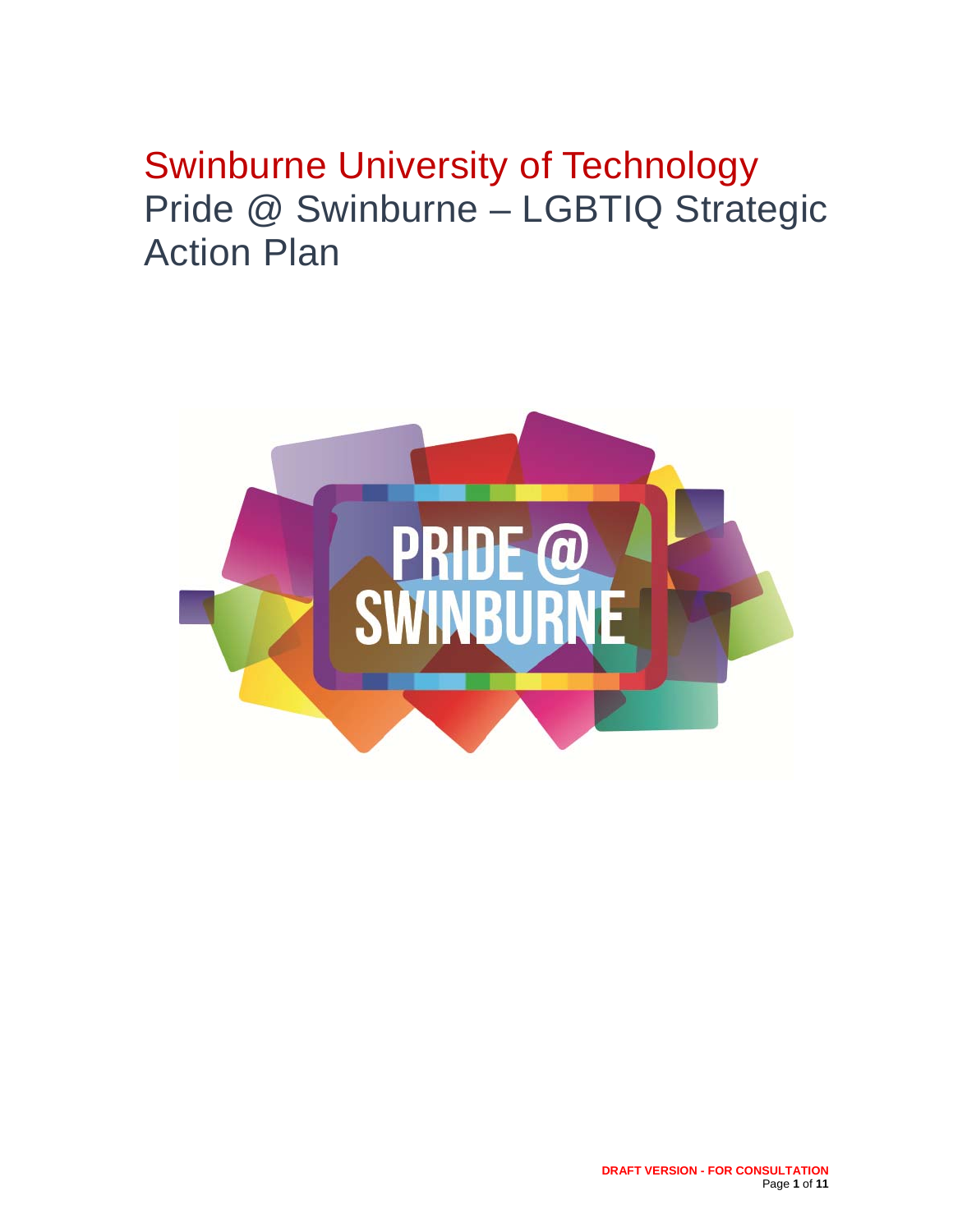# Swinburne University of Technology

## Pride @ Swinburne – LGBTIQ Strategic Action Plan

PRIDE @ SWINBURNE

**DRAFT VERSION - FOR CONSULTATION**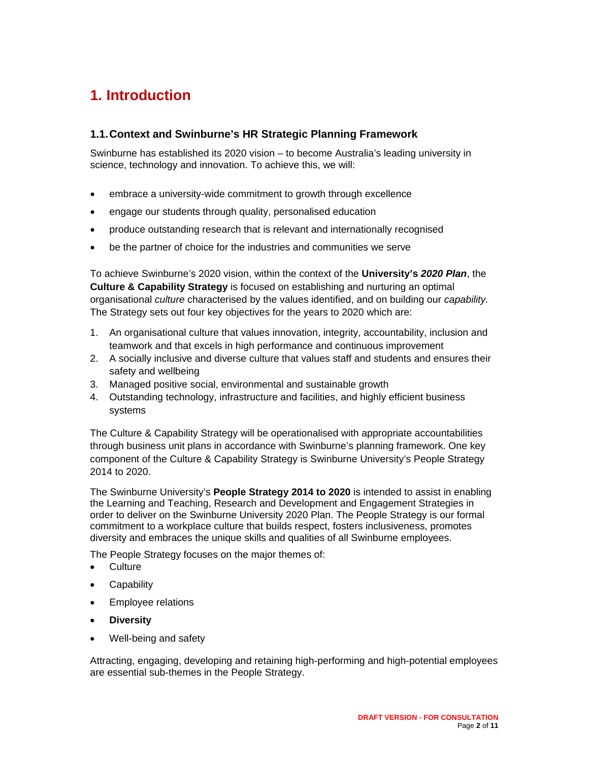# 1. Introduction

## 1.1. Context and Swinburne's HR Strategic Planning Framework

Swinburne has established its 2020 vision – to become Australia's leading university in science, technology and innovation. To achieve this, we will:

- embrace a university-wide commitment to growth through excellence
- engage our students through quality, personalised education
- produce outstanding research that is relevant and internationally recognised
- be the partner of choice for the industries and communities we serve

To achieve Swinburne's 2020 vision, within the context of the **University's *2020 Plan***, the **Culture & Capability Strategy** is focused on establishing and nurturing an optimal organisational *culture* characterised by the values identified, and on building our *capability.* The Strategy sets out four key objectives for the years to 2020 which are:

1. An organisational culture that values innovation, integrity, accountability, inclusion and teamwork and that excels in high performance and continuous improvement
2. A socially inclusive and diverse culture that values staff and students and ensures their safety and wellbeing
3. Managed positive social, environmental and sustainable growth
4. Outstanding technology, infrastructure and facilities, and highly efficient business systems

The Culture & Capability Strategy will be operationalised with appropriate accountabilities through business unit plans in accordance with Swinburne's planning framework. One key component of the Culture & Capability Strategy is Swinburne University's People Strategy 2014 to 2020.

The Swinburne University's **People Strategy 2014 to 2020** is intended to assist in enabling the Learning and Teaching, Research and Development and Engagement Strategies in order to deliver on the Swinburne University 2020 Plan. The People Strategy is our formal commitment to a workplace culture that builds respect, fosters inclusiveness, promotes diversity and embraces the unique skills and qualities of all Swinburne employees.

The People Strategy focuses on the major themes of:

- Culture
- Capability
- Employee relations
- **Diversity**
- Well-being and safety

Attracting, engaging, developing and retaining high-performing and high-potential employees are essential sub-themes in the People Strategy.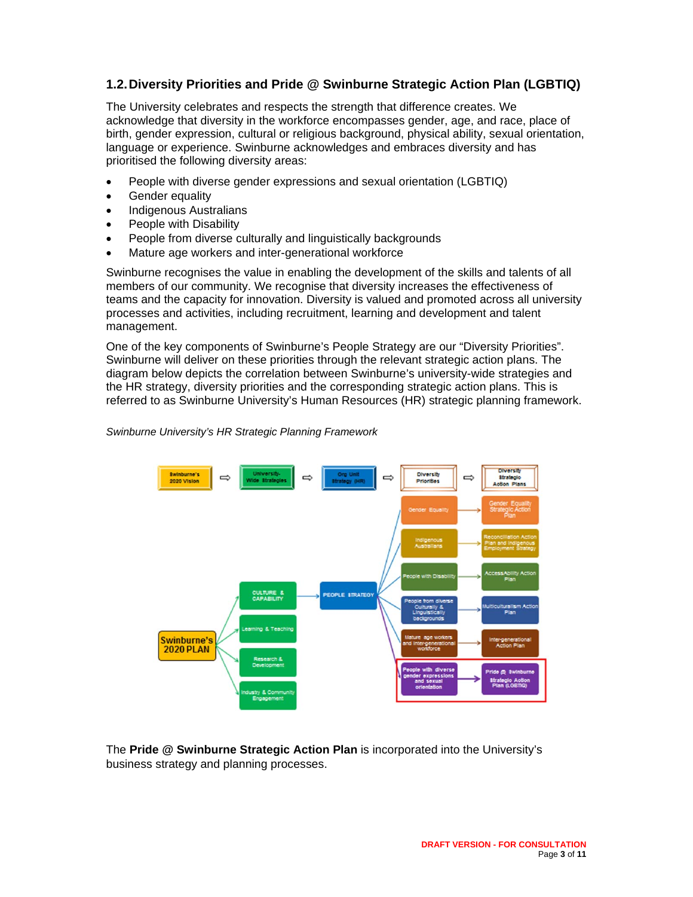## 1.2. Diversity Priorities and Pride @ Swinburne Strategic Action Plan (LGBTIQ)

The University celebrates and respects the strength that difference creates. We acknowledge that diversity in the workforce encompasses gender, age, and race, place of birth, gender expression, cultural or religious background, physical ability, sexual orientation, language or experience. Swinburne acknowledges and embraces diversity and has prioritised the following diversity areas:

- People with diverse gender expressions and sexual orientation (LGBTIQ)
- Gender equality
- Indigenous Australians
- People with Disability
- People from diverse culturally and linguistically backgrounds
- Mature age workers and inter-generational workforce

Swinburne recognises the value in enabling the development of the skills and talents of all members of our community. We recognise that diversity increases the effectiveness of teams and the capacity for innovation. Diversity is valued and promoted across all university processes and activities, including recruitment, learning and development and talent management.

One of the key components of Swinburne's People Strategy are our "Diversity Priorities". Swinburne will deliver on these priorities through the relevant strategic action plans. The diagram below depicts the correlation between Swinburne's university-wide strategies and the HR strategy, diversity priorities and the corresponding strategic action plans. This is referred to as Swinburne University's Human Resources (HR) strategic planning framework.

*Swinburne University's HR Strategic Planning Framework*

The **Pride @ Swinburne Strategic Action Plan** is incorporated into the University's business strategy and planning processes.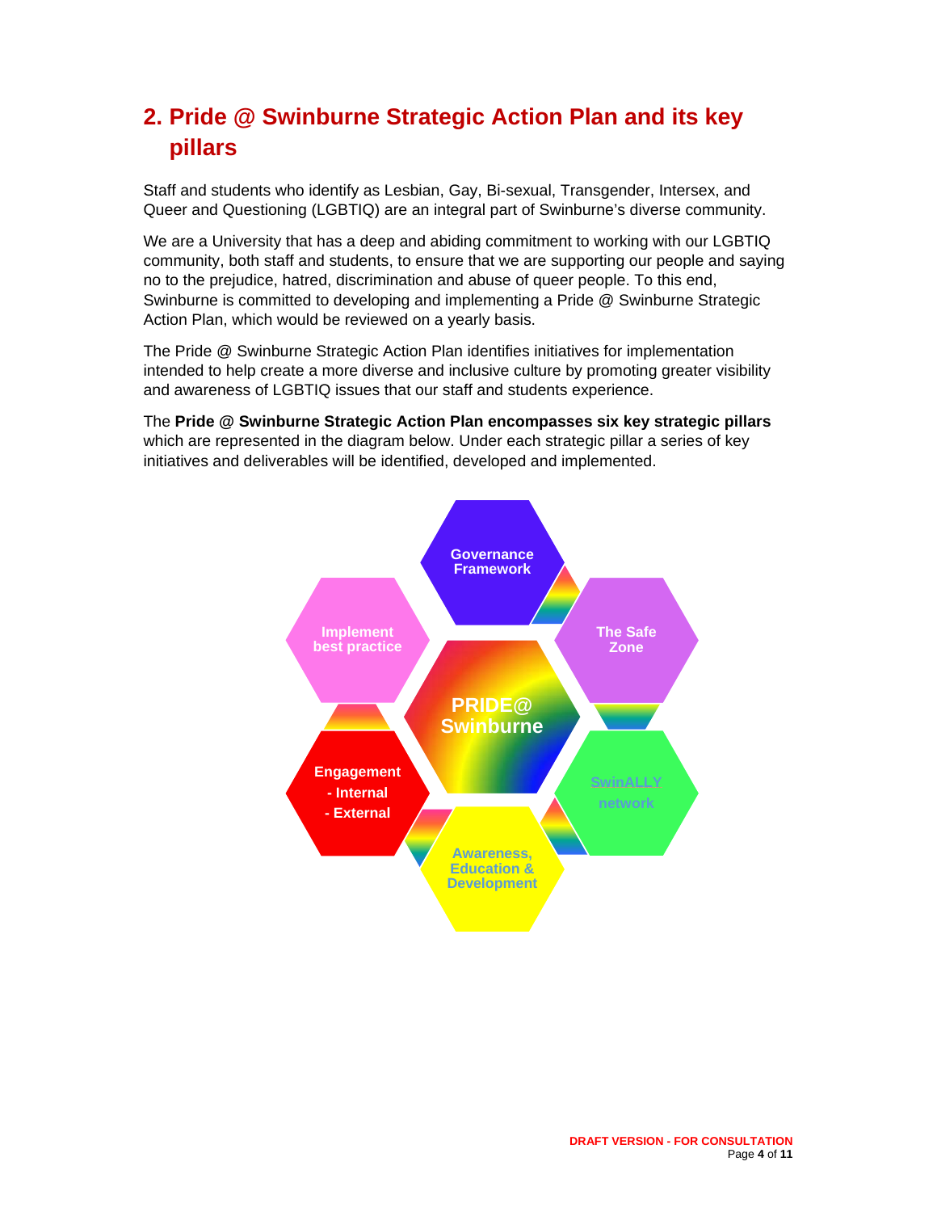## 2. Pride @ Swinburne Strategic Action Plan and its key pillars

Staff and students who identify as Lesbian, Gay, Bi-sexual, Transgender, Intersex, and Queer and Questioning (LGBTIQ) are an integral part of Swinburne's diverse community.

We are a University that has a deep and abiding commitment to working with our LGBTIQ community, both staff and students, to ensure that we are supporting our people and saying no to the prejudice, hatred, discrimination and abuse of queer people. To this end, Swinburne is committed to developing and implementing a Pride @ Swinburne Strategic Action Plan, which would be reviewed on a yearly basis.

The Pride @ Swinburne Strategic Action Plan identifies initiatives for implementation intended to help create a more diverse and inclusive culture by promoting greater visibility and awareness of LGBTIQ issues that our staff and students experience.

The **Pride @ Swinburne Strategic Action Plan encompasses six key strategic pillars** which are represented in the diagram below. Under each strategic pillar a series of key initiatives and deliverables will be identified, developed and implemented.

PRIDE@ Swinburne

Governance Framework

The Safe Zone

SwinALLY network

Awareness, Education & Development

Engagement
- Internal
- External

Implement best practice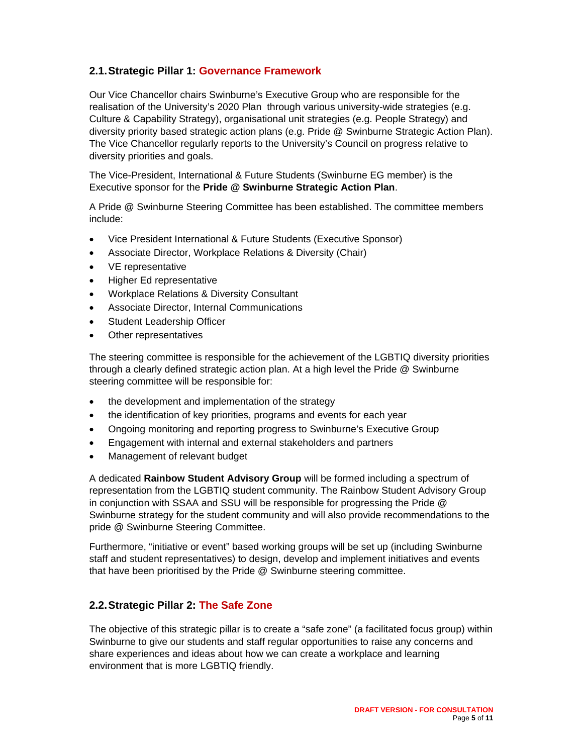## 2.1. Strategic Pillar 1: Governance Framework

Our Vice Chancellor chairs Swinburne's Executive Group who are responsible for the realisation of the University's 2020 Plan through various university-wide strategies (e.g. Culture & Capability Strategy), organisational unit strategies (e.g. People Strategy) and diversity priority based strategic action plans (e.g. Pride @ Swinburne Strategic Action Plan). The Vice Chancellor regularly reports to the University's Council on progress relative to diversity priorities and goals.

The Vice-President, International & Future Students (Swinburne EG member) is the Executive sponsor for the **Pride @ Swinburne Strategic Action Plan**.

A Pride @ Swinburne Steering Committee has been established. The committee members include:

- Vice President International & Future Students (Executive Sponsor)
- Associate Director, Workplace Relations & Diversity (Chair)
- VE representative
- Higher Ed representative
- Workplace Relations & Diversity Consultant
- Associate Director, Internal Communications
- Student Leadership Officer
- Other representatives

The steering committee is responsible for the achievement of the LGBTIQ diversity priorities through a clearly defined strategic action plan. At a high level the Pride @ Swinburne steering committee will be responsible for:

- the development and implementation of the strategy
- the identification of key priorities, programs and events for each year
- Ongoing monitoring and reporting progress to Swinburne's Executive Group
- Engagement with internal and external stakeholders and partners
- Management of relevant budget

A dedicated **Rainbow Student Advisory Group** will be formed including a spectrum of representation from the LGBTIQ student community. The Rainbow Student Advisory Group in conjunction with SSAA and SSU will be responsible for progressing the Pride @ Swinburne strategy for the student community and will also provide recommendations to the pride @ Swinburne Steering Committee.

Furthermore, "initiative or event" based working groups will be set up (including Swinburne staff and student representatives) to design, develop and implement initiatives and events that have been prioritised by the Pride @ Swinburne steering committee.

## 2.2. Strategic Pillar 2: The Safe Zone

The objective of this strategic pillar is to create a "safe zone" (a facilitated focus group) within Swinburne to give our students and staff regular opportunities to raise any concerns and share experiences and ideas about how we can create a workplace and learning environment that is more LGBTIQ friendly.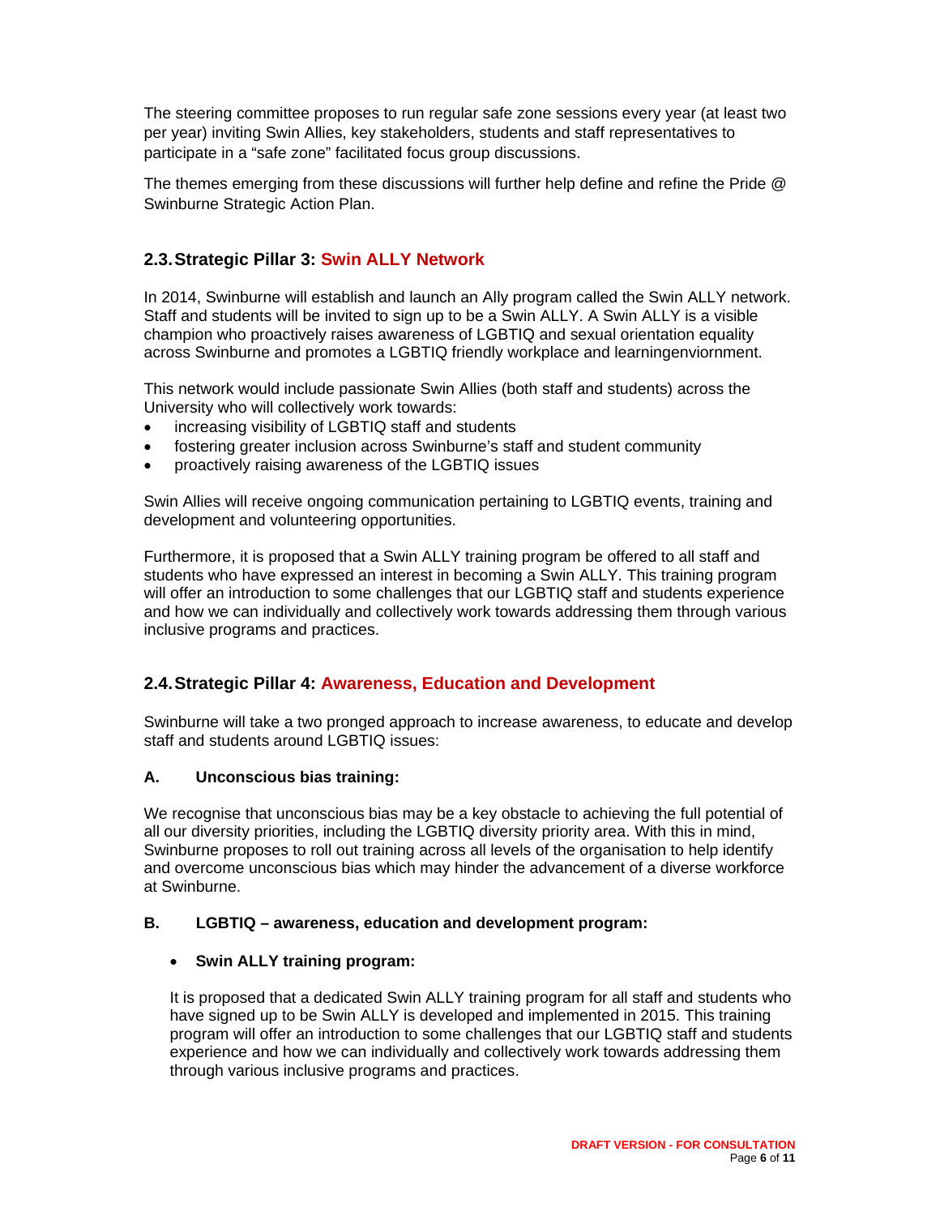The steering committee proposes to run regular safe zone sessions every year (at least two per year) inviting Swin Allies, key stakeholders, students and staff representatives to participate in a "safe zone" facilitated focus group discussions.

The themes emerging from these discussions will further help define and refine the Pride @ Swinburne Strategic Action Plan.

## 2.3. Strategic Pillar 3: Swin ALLY Network

In 2014, Swinburne will establish and launch an Ally program called the Swin ALLY network. Staff and students will be invited to sign up to be a Swin ALLY. A Swin ALLY is a visible champion who proactively raises awareness of LGBTIQ and sexual orientation equality across Swinburne and promotes a LGBTIQ friendly workplace and learningenviornment.

This network would include passionate Swin Allies (both staff and students) across the University who will collectively work towards:

- increasing visibility of LGBTIQ staff and students
- fostering greater inclusion across Swinburne's staff and student community
- proactively raising awareness of the LGBTIQ issues

Swin Allies will receive ongoing communication pertaining to LGBTIQ events, training and development and volunteering opportunities.

Furthermore, it is proposed that a Swin ALLY training program be offered to all staff and students who have expressed an interest in becoming a Swin ALLY. This training program will offer an introduction to some challenges that our LGBTIQ staff and students experience and how we can individually and collectively work towards addressing them through various inclusive programs and practices.

## 2.4. Strategic Pillar 4: Awareness, Education and Development

Swinburne will take a two pronged approach to increase awareness, to educate and develop staff and students around LGBTIQ issues:

### A. Unconscious bias training:

We recognise that unconscious bias may be a key obstacle to achieving the full potential of all our diversity priorities, including the LGBTIQ diversity priority area. With this in mind, Swinburne proposes to roll out training across all levels of the organisation to help identify and overcome unconscious bias which may hinder the advancement of a diverse workforce at Swinburne.

### B. LGBTIQ – awareness, education and development program:

- **Swin ALLY training program:**

  It is proposed that a dedicated Swin ALLY training program for all staff and students who have signed up to be Swin ALLY is developed and implemented in 2015. This training program will offer an introduction to some challenges that our LGBTIQ staff and students experience and how we can individually and collectively work towards addressing them through various inclusive programs and practices.

DRAFT VERSION - FOR CONSULTATION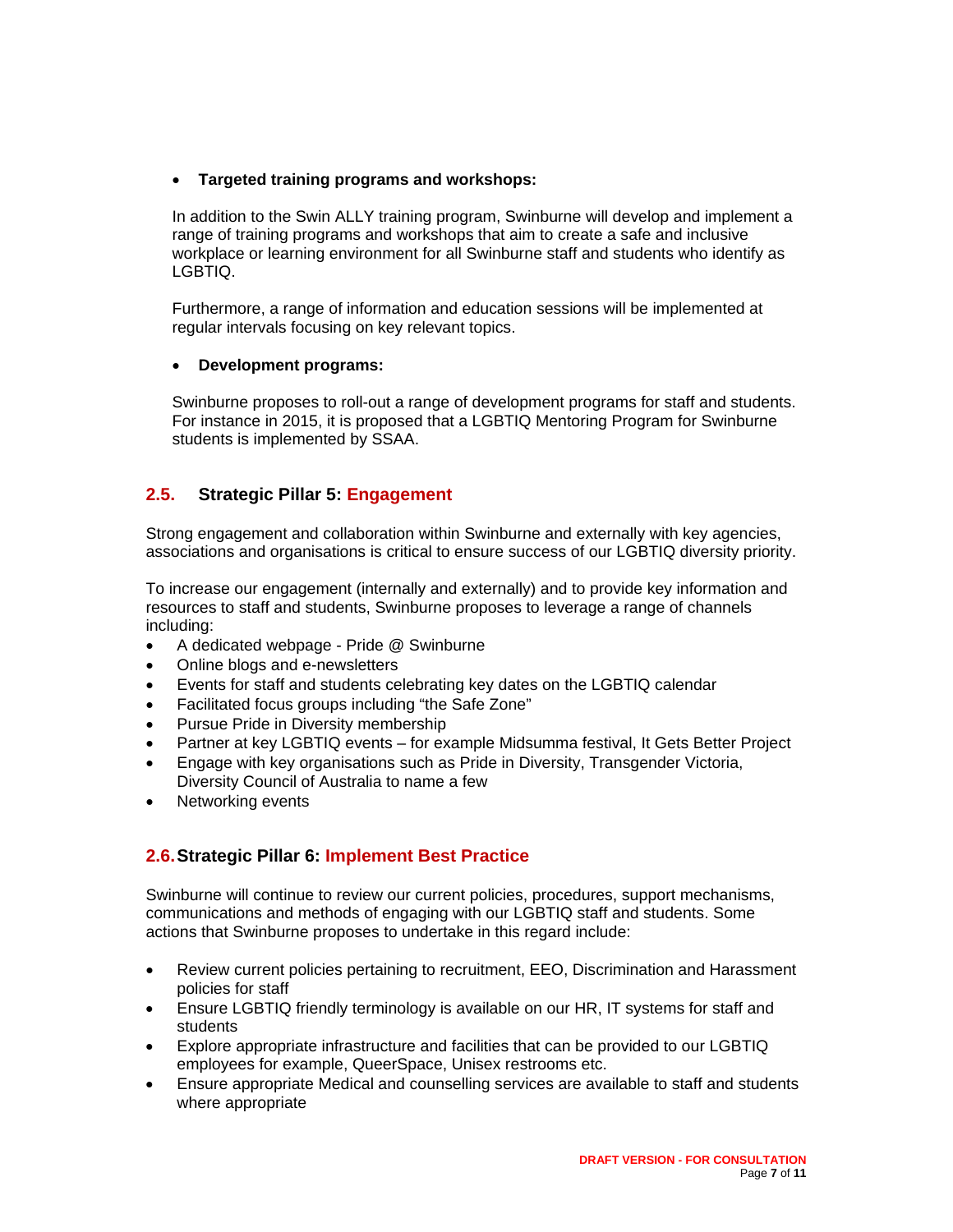- **Targeted training programs and workshops:**

  In addition to the Swin ALLY training program, Swinburne will develop and implement a range of training programs and workshops that aim to create a safe and inclusive workplace or learning environment for all Swinburne staff and students who identify as LGBTIQ.

  Furthermore, a range of information and education sessions will be implemented at regular intervals focusing on key relevant topics.

- **Development programs:**

  Swinburne proposes to roll-out a range of development programs for staff and students. For instance in 2015, it is proposed that a LGBTIQ Mentoring Program for Swinburne students is implemented by SSAA.

## 2.5. Strategic Pillar 5: Engagement

Strong engagement and collaboration within Swinburne and externally with key agencies, associations and organisations is critical to ensure success of our LGBTIQ diversity priority.

To increase our engagement (internally and externally) and to provide key information and resources to staff and students, Swinburne proposes to leverage a range of channels including:

- A dedicated webpage - Pride @ Swinburne
- Online blogs and e-newsletters
- Events for staff and students celebrating key dates on the LGBTIQ calendar
- Facilitated focus groups including "the Safe Zone"
- Pursue Pride in Diversity membership
- Partner at key LGBTIQ events – for example Midsumma festival, It Gets Better Project
- Engage with key organisations such as Pride in Diversity, Transgender Victoria, Diversity Council of Australia to name a few
- Networking events

## 2.6. Strategic Pillar 6: Implement Best Practice

Swinburne will continue to review our current policies, procedures, support mechanisms, communications and methods of engaging with our LGBTIQ staff and students. Some actions that Swinburne proposes to undertake in this regard include:

- Review current policies pertaining to recruitment, EEO, Discrimination and Harassment policies for staff
- Ensure LGBTIQ friendly terminology is available on our HR, IT systems for staff and students
- Explore appropriate infrastructure and facilities that can be provided to our LGBTIQ employees for example, QueerSpace, Unisex restrooms etc.
- Ensure appropriate Medical and counselling services are available to staff and students where appropriate

DRAFT VERSION - FOR CONSULTATION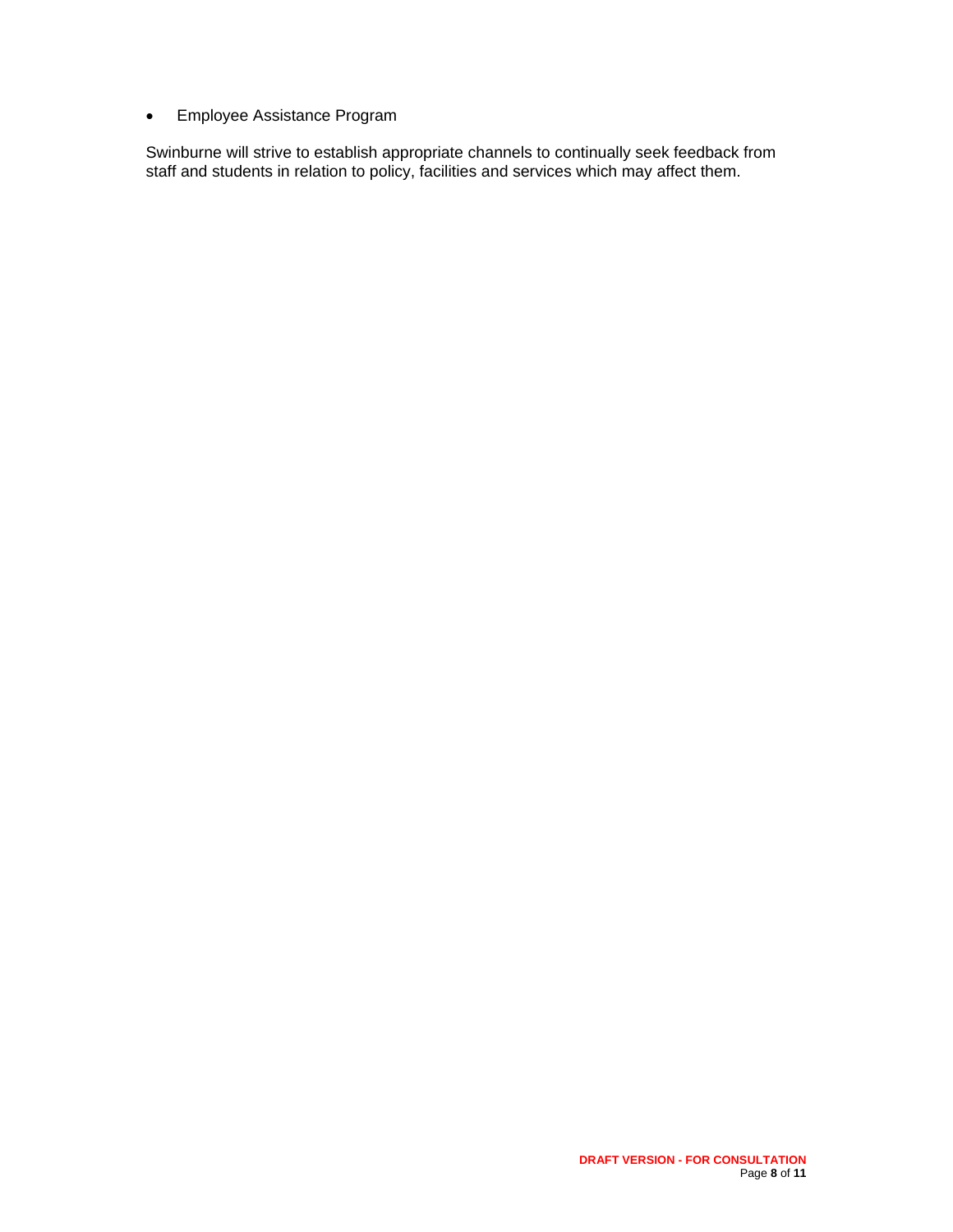- Employee Assistance Program

Swinburne will strive to establish appropriate channels to continually seek feedback from staff and students in relation to policy, facilities and services which may affect them.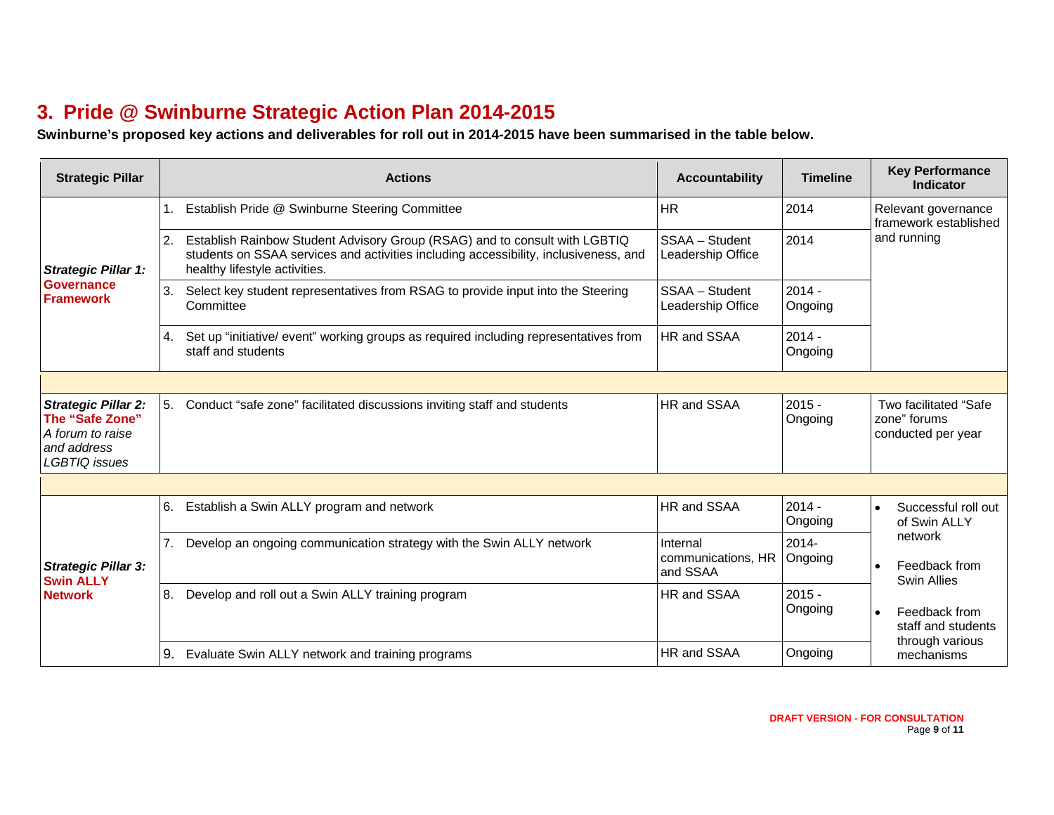# 3. Pride @ Swinburne Strategic Action Plan 2014-2015

**Swinburne's proposed key actions and deliverables for roll out in 2014-2015 have been summarised in the table below.**

| Strategic Pillar | Actions | Accountability | Timeline | Key Performance Indicator |
|---|---|---|---|---|
| ***Strategic Pillar 1:* Governance Framework** | 1. Establish Pride @ Swinburne Steering Committee | HR | 2014 | Relevant governance framework established and running |
| | 2. Establish Rainbow Student Advisory Group (RSAG) and to consult with LGBTIQ students on SSAA services and activities including accessibility, inclusiveness, and healthy lifestyle activities. | SSAA – Student Leadership Office | 2014 | |
| | 3. Select key student representatives from RSAG to provide input into the Steering Committee | SSAA – Student Leadership Office | 2014 - Ongoing | |
| | 4. Set up "initiative/ event" working groups as required including representatives from staff and students | HR and SSAA | 2014 - Ongoing | |
| | | | | |
| ***Strategic Pillar 2:* The "Safe Zone"** *A forum to raise and address LGBTIQ issues* | 5. Conduct "safe zone" facilitated discussions inviting staff and students | HR and SSAA | 2015 - Ongoing | Two facilitated "Safe zone" forums conducted per year |
| | | | | |
| ***Strategic Pillar 3:* Swin ALLY Network** | 6. Establish a Swin ALLY program and network | HR and SSAA | 2014 - Ongoing | • Successful roll out of Swin ALLY network<br>• Feedback from Swin Allies<br>• Feedback from staff and students through various mechanisms |
| | 7. Develop an ongoing communication strategy with the Swin ALLY network | Internal communications, HR and SSAA | 2014- Ongoing | |
| | 8. Develop and roll out a Swin ALLY training program | HR and SSAA | 2015 - Ongoing | |
| | 9. Evaluate Swin ALLY network and training programs | HR and SSAA | Ongoing | |

DRAFT VERSION - FOR CONSULTATION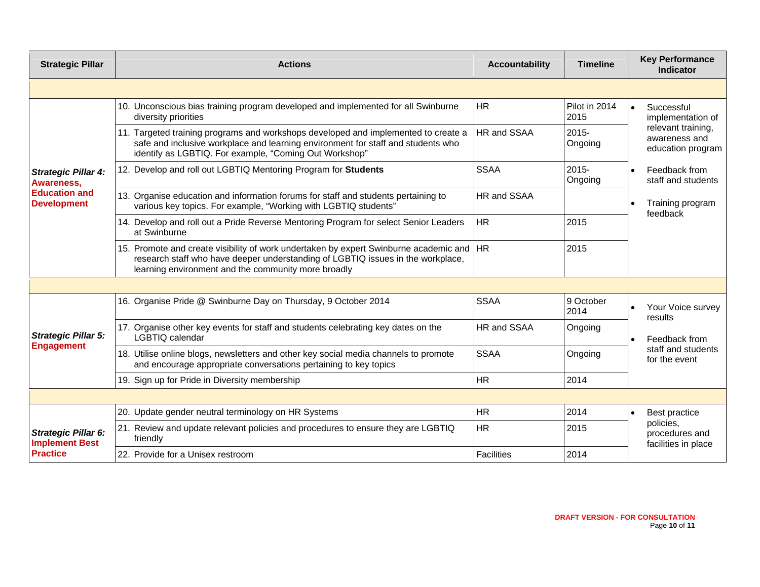| Strategic Pillar | Actions | Accountability | Timeline | Key Performance Indicator |
|---|---|---|---|---|
| | | | | |
| ***Strategic Pillar 4:* Awareness, Education and Development** | 10. Unconscious bias training program developed and implemented for all Swinburne diversity priorities | HR | Pilot in 2014 2015 | • Successful implementation of relevant training, awareness and education program<br>• Feedback from staff and students<br>• Training program feedback |
| | 11. Targeted training programs and workshops developed and implemented to create a safe and inclusive workplace and learning environment for staff and students who identify as LGBTIQ. For example, "Coming Out Workshop" | HR and SSAA | 2015-Ongoing | |
| | 12. Develop and roll out LGBTIQ Mentoring Program for **Students** | SSAA | 2015-Ongoing | |
| | 13. Organise education and information forums for staff and students pertaining to various key topics. For example, "Working with LGBTIQ students" | HR and SSAA | | |
| | 14. Develop and roll out a Pride Reverse Mentoring Program for select Senior Leaders at Swinburne | HR | 2015 | |
| | 15. Promote and create visibility of work undertaken by expert Swinburne academic and research staff who have deeper understanding of LGBTIQ issues in the workplace, learning environment and the community more broadly | HR | 2015 | |
| | | | | |
| ***Strategic Pillar 5:* Engagement** | 16. Organise Pride @ Swinburne Day on Thursday, 9 October 2014 | SSAA | 9 October 2014 | • Your Voice survey results<br>• Feedback from staff and students for the event |
| | 17. Organise other key events for staff and students celebrating key dates on the LGBTIQ calendar | HR and SSAA | Ongoing | |
| | 18. Utilise online blogs, newsletters and other key social media channels to promote and encourage appropriate conversations pertaining to key topics | SSAA | Ongoing | |
| | 19. Sign up for Pride in Diversity membership | HR | 2014 | |
| | | | | |
| ***Strategic Pillar 6:* Implement Best Practice** | 20. Update gender neutral terminology on HR Systems | HR | 2014 | • Best practice policies, procedures and facilities in place |
| | 21. Review and update relevant policies and procedures to ensure they are LGBTIQ friendly | HR | 2015 | |
| | 22. Provide for a Unisex restroom | Facilities | 2014 | |

**DRAFT VERSION - FOR CONSULTATION**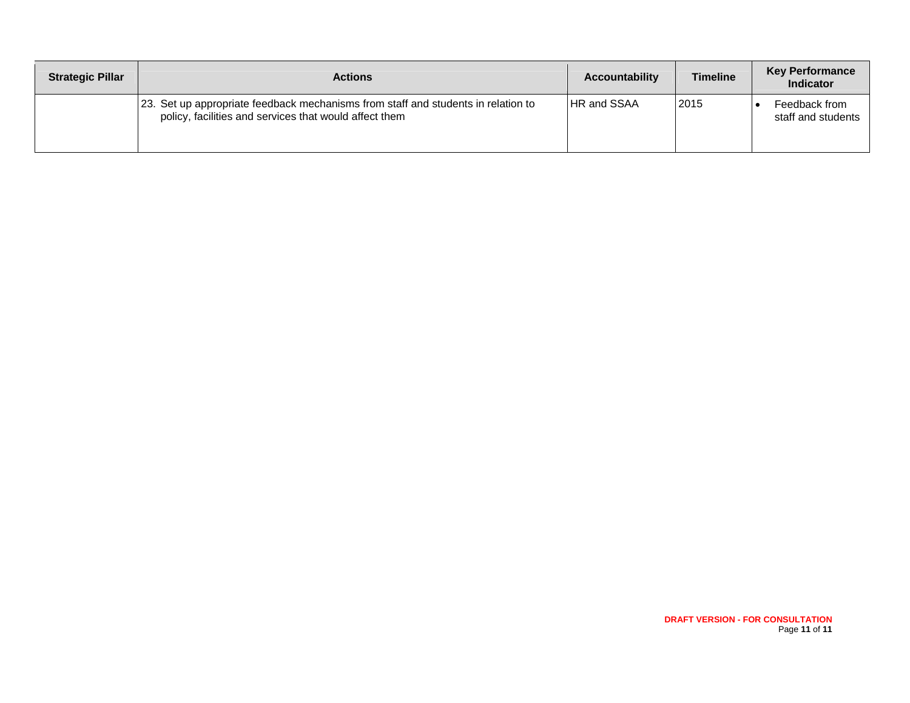| Strategic Pillar | Actions | Accountability | Timeline | Key Performance Indicator |
|---|---|---|---|---|
| | 23. Set up appropriate feedback mechanisms from staff and students in relation to policy, facilities and services that would affect them | HR and SSAA | 2015 | • Feedback from staff and students |

**DRAFT VERSION - FOR CONSULTATION**